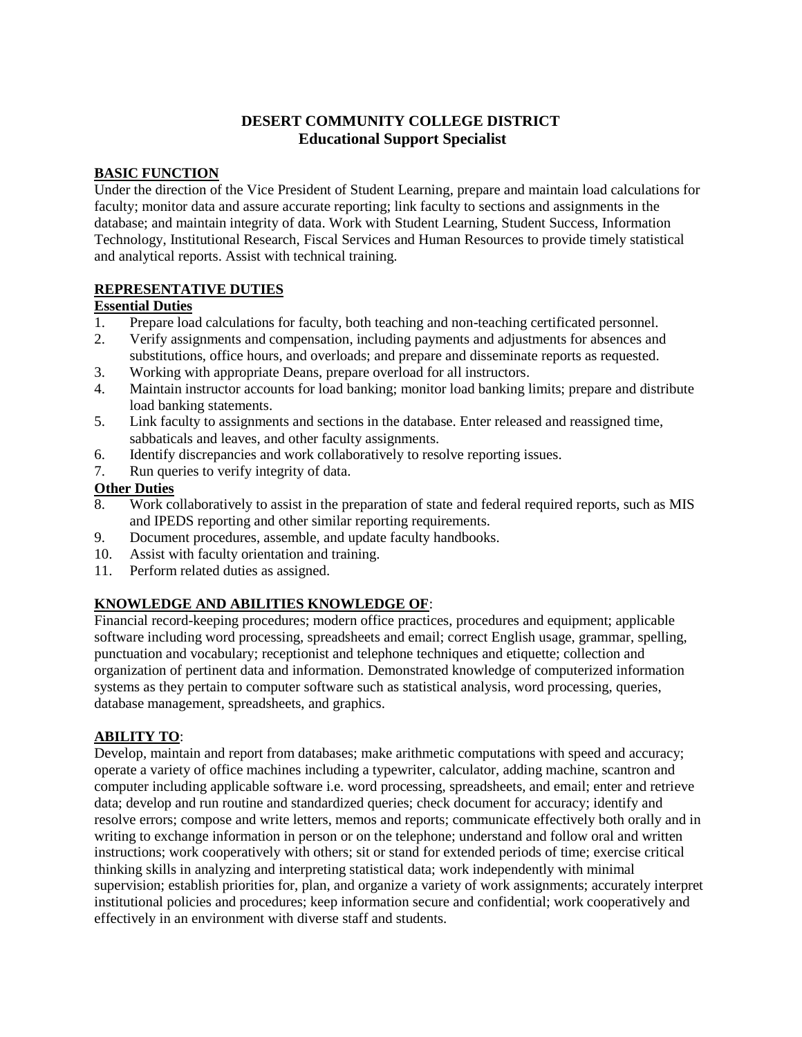# DESERT COMMUNITY COLLEGE DISTRICT
## Educational Support Specialist

### BASIC FUNCTION

Under the direction of the Vice President of Student Learning, prepare and maintain load calculations for faculty; monitor data and assure accurate reporting; link faculty to sections and assignments in the database; and maintain integrity of data. Work with Student Learning, Student Success, Information Technology, Institutional Research, Fiscal Services and Human Resources to provide timely statistical and analytical reports. Assist with technical training.

### REPRESENTATIVE DUTIES

#### Essential Duties

1. Prepare load calculations for faculty, both teaching and non-teaching certificated personnel.
2. Verify assignments and compensation, including payments and adjustments for absences and substitutions, office hours, and overloads; and prepare and disseminate reports as requested.
3. Working with appropriate Deans, prepare overload for all instructors.
4. Maintain instructor accounts for load banking; monitor load banking limits; prepare and distribute load banking statements.
5. Link faculty to assignments and sections in the database. Enter released and reassigned time, sabbaticals and leaves, and other faculty assignments.
6. Identify discrepancies and work collaboratively to resolve reporting issues.
7. Run queries to verify integrity of data.

#### Other Duties

8. Work collaboratively to assist in the preparation of state and federal required reports, such as MIS and IPEDS reporting and other similar reporting requirements.
9. Document procedures, assemble, and update faculty handbooks.
10. Assist with faculty orientation and training.
11. Perform related duties as assigned.

### KNOWLEDGE AND ABILITIES KNOWLEDGE OF:

Financial record-keeping procedures; modern office practices, procedures and equipment; applicable software including word processing, spreadsheets and email; correct English usage, grammar, spelling, punctuation and vocabulary; receptionist and telephone techniques and etiquette; collection and organization of pertinent data and information. Demonstrated knowledge of computerized information systems as they pertain to computer software such as statistical analysis, word processing, queries, database management, spreadsheets, and graphics.

### ABILITY TO:

Develop, maintain and report from databases; make arithmetic computations with speed and accuracy; operate a variety of office machines including a typewriter, calculator, adding machine, scantron and computer including applicable software i.e. word processing, spreadsheets, and email; enter and retrieve data; develop and run routine and standardized queries; check document for accuracy; identify and resolve errors; compose and write letters, memos and reports; communicate effectively both orally and in writing to exchange information in person or on the telephone; understand and follow oral and written instructions; work cooperatively with others; sit or stand for extended periods of time; exercise critical thinking skills in analyzing and interpreting statistical data; work independently with minimal supervision; establish priorities for, plan, and organize a variety of work assignments; accurately interpret institutional policies and procedures; keep information secure and confidential; work cooperatively and effectively in an environment with diverse staff and students.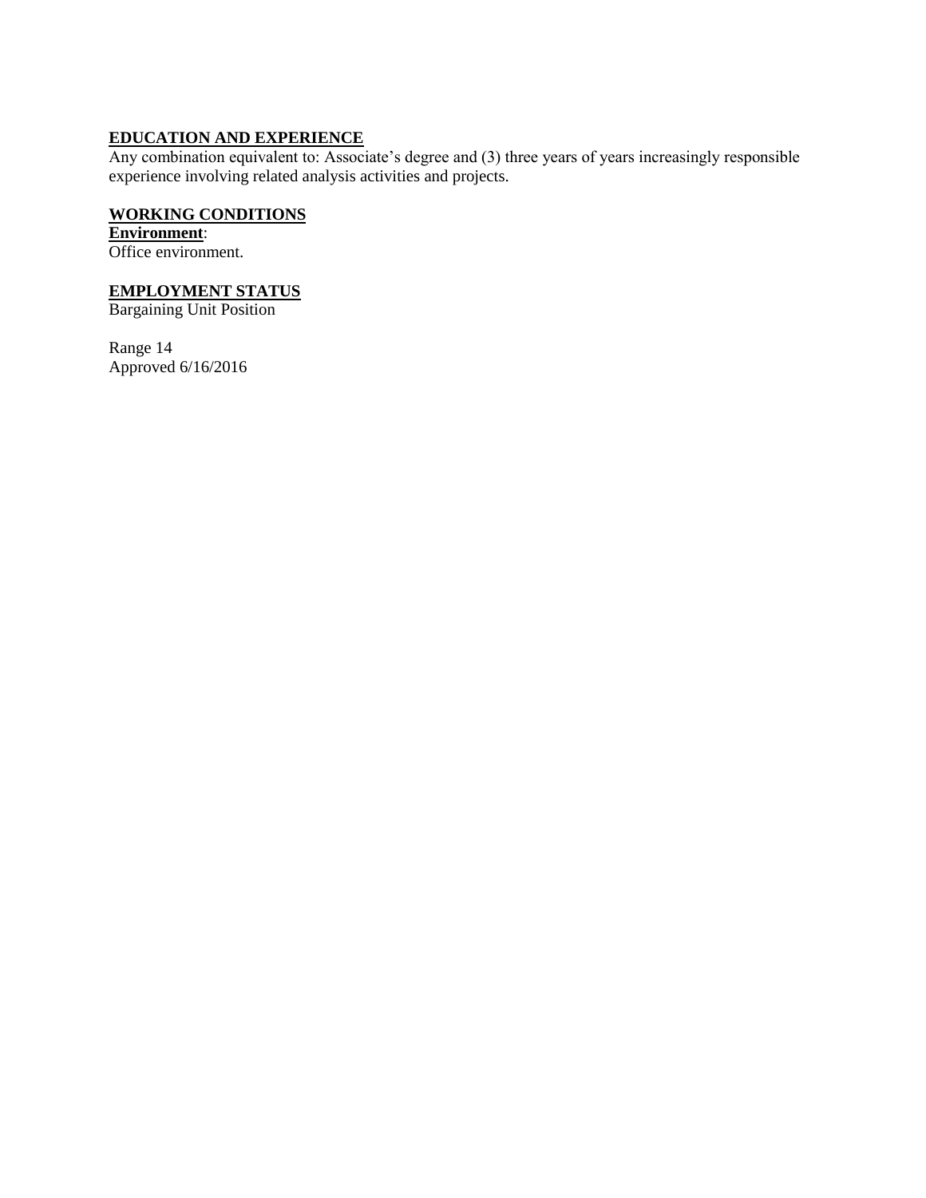## EDUCATION AND EXPERIENCE

Any combination equivalent to: Associate's degree and (3) three years of years increasingly responsible experience involving related analysis activities and projects.

## WORKING CONDITIONS

**Environment**:
Office environment.

## EMPLOYMENT STATUS

Bargaining Unit Position

Range 14
Approved 6/16/2016